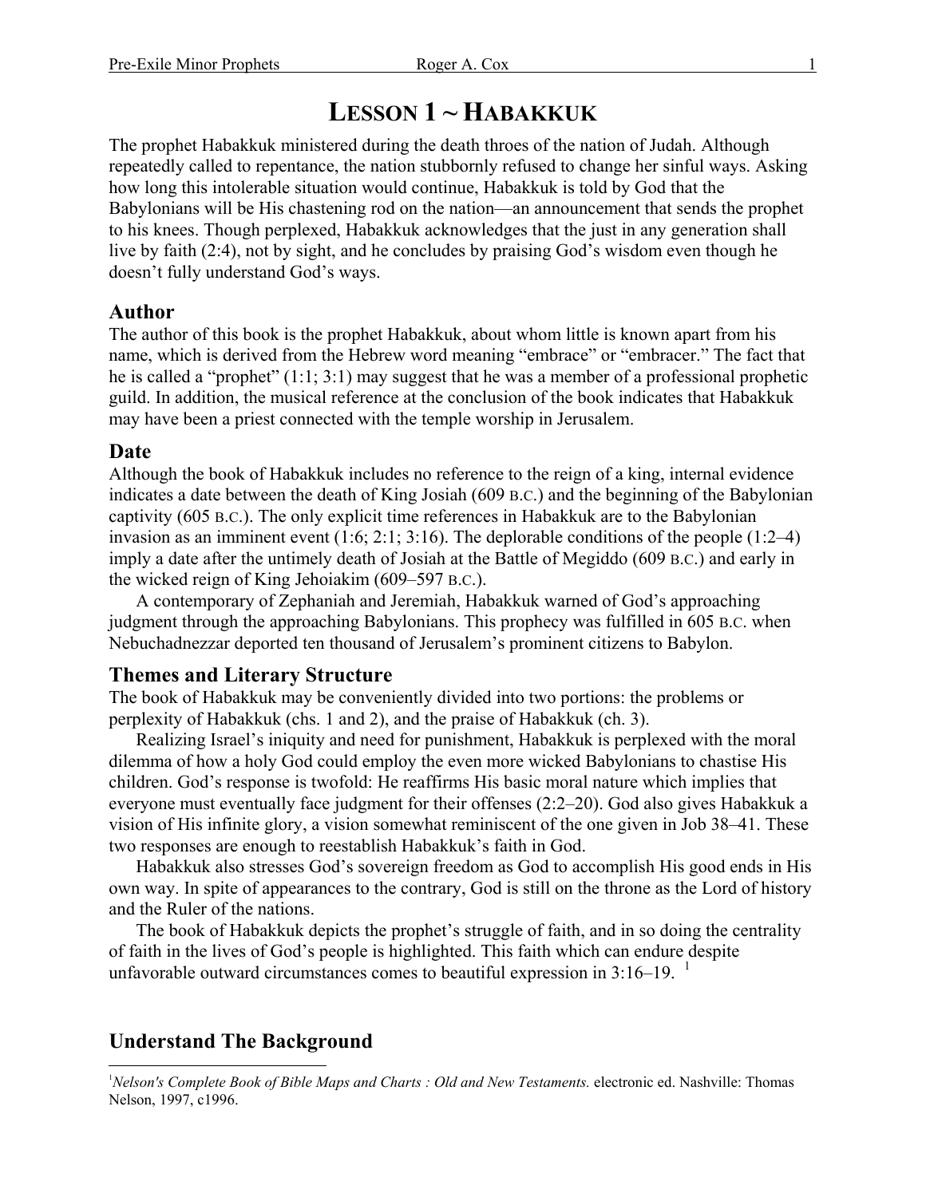# LESSON 1 ~ HABAKKUK

The prophet Habakkuk ministered during the death throes of the nation of Judah. Although repeatedly called to repentance, the nation stubbornly refused to change her sinful ways. Asking how long this intolerable situation would continue, Habakkuk is told by God that the Babylonians will be His chastening rod on the nation—an announcement that sends the prophet to his knees. Though perplexed, Habakkuk acknowledges that the just in any generation shall live by faith (2:4), not by sight, and he concludes by praising God's wisdom even though he doesn't fully understand God's ways.

## Author

The author of this book is the prophet Habakkuk, about whom little is known apart from his name, which is derived from the Hebrew word meaning "embrace" or "embracer." The fact that he is called a "prophet" (1:1; 3:1) may suggest that he was a member of a professional prophetic guild. In addition, the musical reference at the conclusion of the book indicates that Habakkuk may have been a priest connected with the temple worship in Jerusalem.

## Date

Although the book of Habakkuk includes no reference to the reign of a king, internal evidence indicates a date between the death of King Josiah (609 B.C.) and the beginning of the Babylonian captivity (605 B.C.). The only explicit time references in Habakkuk are to the Babylonian invasion as an imminent event (1:6; 2:1; 3:16). The deplorable conditions of the people (1:2–4) imply a date after the untimely death of Josiah at the Battle of Megiddo (609 B.C.) and early in the wicked reign of King Jehoiakim (609–597 B.C.).

A contemporary of Zephaniah and Jeremiah, Habakkuk warned of God's approaching judgment through the approaching Babylonians. This prophecy was fulfilled in 605 B.C. when Nebuchadnezzar deported ten thousand of Jerusalem's prominent citizens to Babylon.

## Themes and Literary Structure

The book of Habakkuk may be conveniently divided into two portions: the problems or perplexity of Habakkuk (chs. 1 and 2), and the praise of Habakkuk (ch. 3).

Realizing Israel's iniquity and need for punishment, Habakkuk is perplexed with the moral dilemma of how a holy God could employ the even more wicked Babylonians to chastise His children. God's response is twofold: He reaffirms His basic moral nature which implies that everyone must eventually face judgment for their offenses (2:2–20). God also gives Habakkuk a vision of His infinite glory, a vision somewhat reminiscent of the one given in Job 38–41. These two responses are enough to reestablish Habakkuk's faith in God.

Habakkuk also stresses God's sovereign freedom as God to accomplish His good ends in His own way. In spite of appearances to the contrary, God is still on the throne as the Lord of history and the Ruler of the nations.

The book of Habakkuk depicts the prophet's struggle of faith, and in so doing the centrality of faith in the lives of God's people is highlighted. This faith which can endure despite unfavorable outward circumstances comes to beautiful expression in 3:16–19. [1]

## Understand The Background

---

[1] *Nelson's Complete Book of Bible Maps and Charts : Old and New Testaments.* electronic ed. Nashville: Thomas Nelson, 1997, c1996.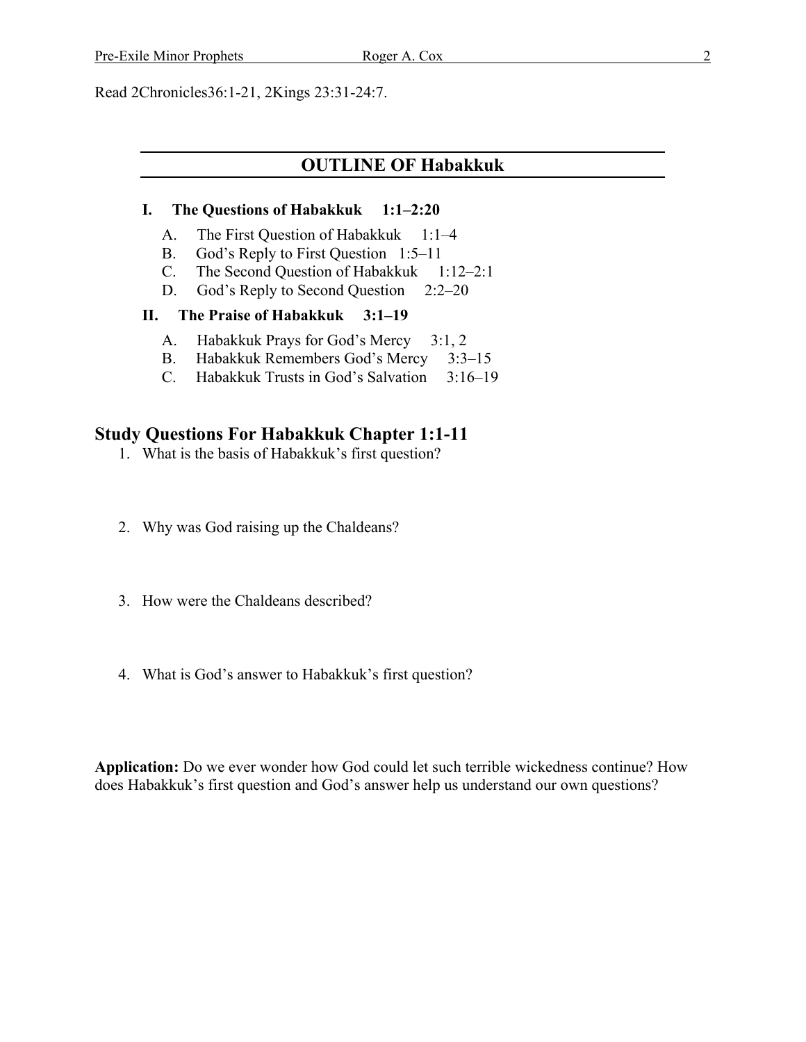Read 2Chronicles36:1-21, 2Kings 23:31-24:7.

## OUTLINE OF Habakkuk

**I. The Questions of Habakkuk 1:1–2:20**

- A. The First Question of Habakkuk 1:1–4
- B. God's Reply to First Question 1:5–11
- C. The Second Question of Habakkuk 1:12–2:1
- D. God's Reply to Second Question 2:2–20

**II. The Praise of Habakkuk 3:1–19**

- A. Habakkuk Prays for God's Mercy 3:1, 2
- B. Habakkuk Remembers God's Mercy 3:3–15
- C. Habakkuk Trusts in God's Salvation 3:16–19

## Study Questions For Habakkuk Chapter 1:1-11

1. What is the basis of Habakkuk's first question?
2. Why was God raising up the Chaldeans?
3. How were the Chaldeans described?
4. What is God's answer to Habakkuk's first question?

**Application:** Do we ever wonder how God could let such terrible wickedness continue? How does Habakkuk's first question and God's answer help us understand our own questions?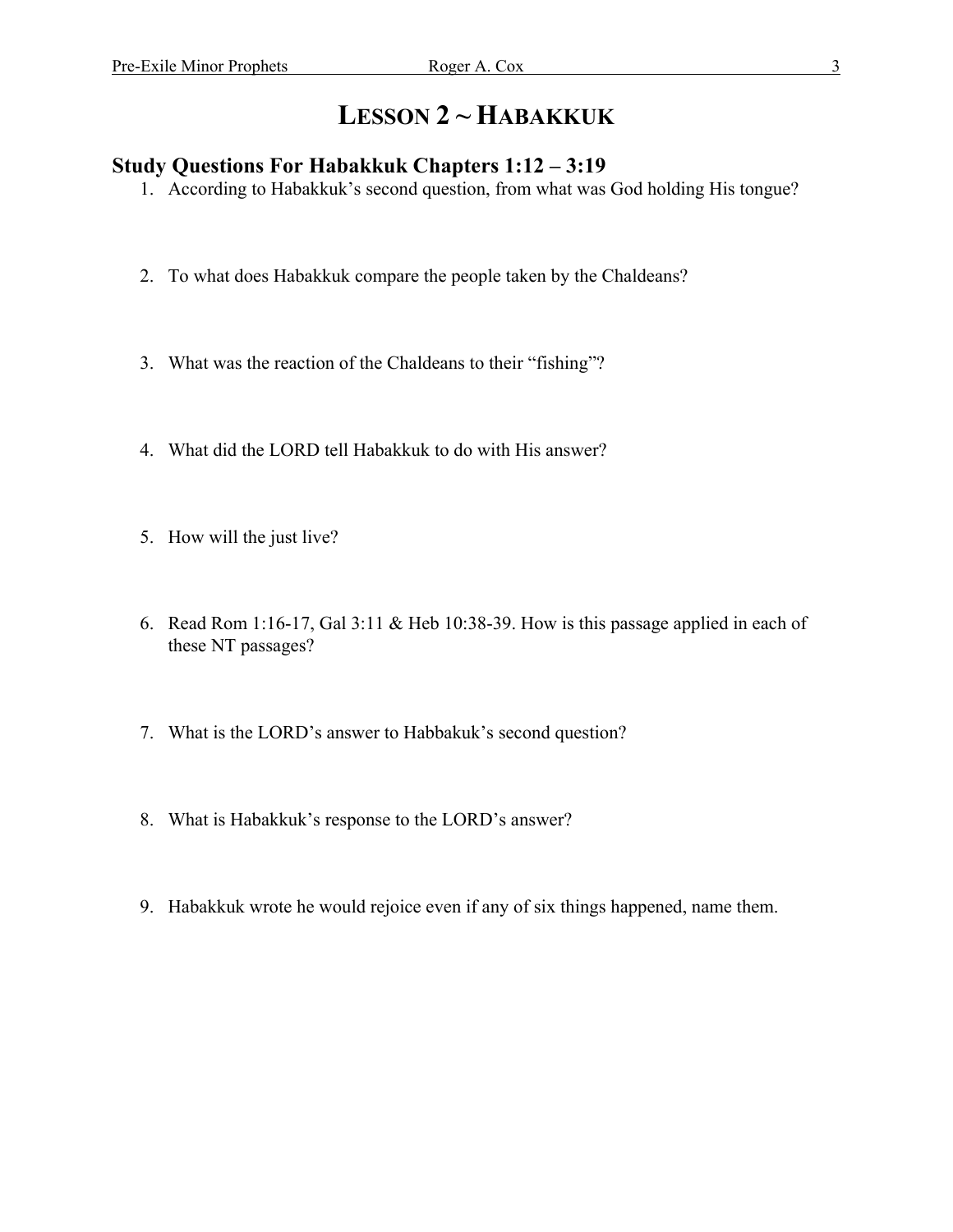# LESSON 2 ~ HABAKKUK

## Study Questions For Habakkuk Chapters 1:12 – 3:19

1. According to Habakkuk's second question, from what was God holding His tongue?
2. To what does Habakkuk compare the people taken by the Chaldeans?
3. What was the reaction of the Chaldeans to their "fishing"?
4. What did the LORD tell Habakkuk to do with His answer?
5. How will the just live?
6. Read Rom 1:16-17, Gal 3:11 & Heb 10:38-39. How is this passage applied in each of these NT passages?
7. What is the LORD's answer to Habbakuk's second question?
8. What is Habakkuk's response to the LORD's answer?
9. Habakkuk wrote he would rejoice even if any of six things happened, name them.